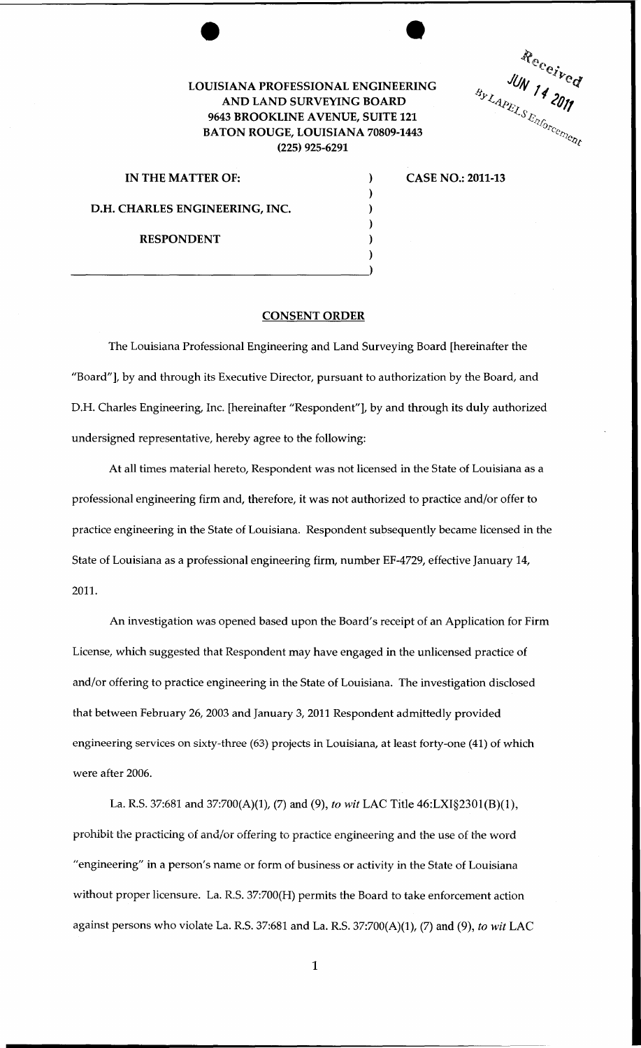Received
JUN 14 2011
By LAPELS Enforcement

**LOUISIANA PROFESSIONAL ENGINEERING AND LAND SURVEYING BOARD**
**9643 BROOKLINE AVENUE, SUITE 121**
**BATON ROUGE, LOUISIANA 70809-1443**
**(225) 925-6291**

| | |
|---|---|
| **IN THE MATTER OF:** | **CASE NO.: 2011-13** |
| **D.H. CHARLES ENGINEERING, INC.** | |
| **RESPONDENT** | |

## CONSENT ORDER

The Louisiana Professional Engineering and Land Surveying Board [hereinafter the "Board"], by and through its Executive Director, pursuant to authorization by the Board, and D.H. Charles Engineering, Inc. [hereinafter "Respondent"], by and through its duly authorized undersigned representative, hereby agree to the following:

At all times material hereto, Respondent was not licensed in the State of Louisiana as a professional engineering firm and, therefore, it was not authorized to practice and/or offer to practice engineering in the State of Louisiana. Respondent subsequently became licensed in the State of Louisiana as a professional engineering firm, number EF-4729, effective January 14, 2011.

An investigation was opened based upon the Board's receipt of an Application for Firm License, which suggested that Respondent may have engaged in the unlicensed practice of and/or offering to practice engineering in the State of Louisiana. The investigation disclosed that between February 26, 2003 and January 3, 2011 Respondent admittedly provided engineering services on sixty-three (63) projects in Louisiana, at least forty-one (41) of which were after 2006.

La. R.S. 37:681 and 37:700(A)(1), (7) and (9), *to wit* LAC Title 46:LXI§2301(B)(1), prohibit the practicing of and/or offering to practice engineering and the use of the word "engineering" in a person's name or form of business or activity in the State of Louisiana without proper licensure. La. R.S. 37:700(H) permits the Board to take enforcement action against persons who violate La. R.S. 37:681 and La. R.S. 37:700(A)(1), (7) and (9), *to wit* LAC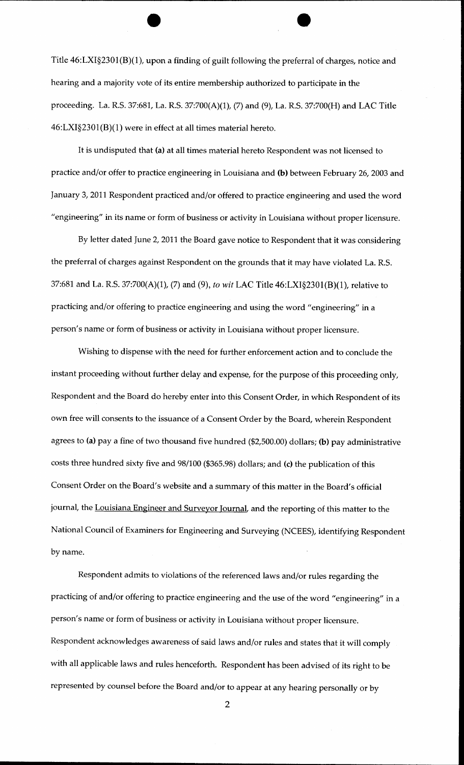Title 46:LXI§2301(B)(1), upon a finding of guilt following the preferral of charges, notice and hearing and a majority vote of its entire membership authorized to participate in the proceeding. La. R.S. 37:681, La. R.S. 37:700(A)(1), (7) and (9), La. R.S. 37:700(H) and LAC Title 46:LXI§2301(B)(1) were in effect at all times material hereto.

It is undisputed that **(a)** at all times material hereto Respondent was not licensed to practice and/or offer to practice engineering in Louisiana and **(b)** between February 26, 2003 and January 3, 2011 Respondent practiced and/or offered to practice engineering and used the word "engineering" in its name or form of business or activity in Louisiana without proper licensure.

By letter dated June 2, 2011 the Board gave notice to Respondent that it was considering the preferral of charges against Respondent on the grounds that it may have violated La. R.S. 37:681 and La. R.S. 37:700(A)(1), (7) and (9), *to wit* LAC Title 46:LXI§2301(B)(1), relative to practicing and/or offering to practice engineering and using the word "engineering" in a person's name or form of business or activity in Louisiana without proper licensure.

Wishing to dispense with the need for further enforcement action and to conclude the instant proceeding without further delay and expense, for the purpose of this proceeding only, Respondent and the Board do hereby enter into this Consent Order, in which Respondent of its own free will consents to the issuance of a Consent Order by the Board, wherein Respondent agrees to **(a)** pay a fine of two thousand five hundred ($2,500.00) dollars; **(b)** pay administrative costs three hundred sixty five and 98/100 ($365.98) dollars; and **(c)** the publication of this Consent Order on the Board's website and a summary of this matter in the Board's official journal, the Louisiana Engineer and Surveyor Journal, and the reporting of this matter to the National Council of Examiners for Engineering and Surveying (NCEES), identifying Respondent by name.

Respondent admits to violations of the referenced laws and/or rules regarding the practicing of and/or offering to practice engineering and the use of the word "engineering" in a person's name or form of business or activity in Louisiana without proper licensure. Respondent acknowledges awareness of said laws and/or rules and states that it will comply with all applicable laws and rules henceforth. Respondent has been advised of its right to be represented by counsel before the Board and/or to appear at any hearing personally or by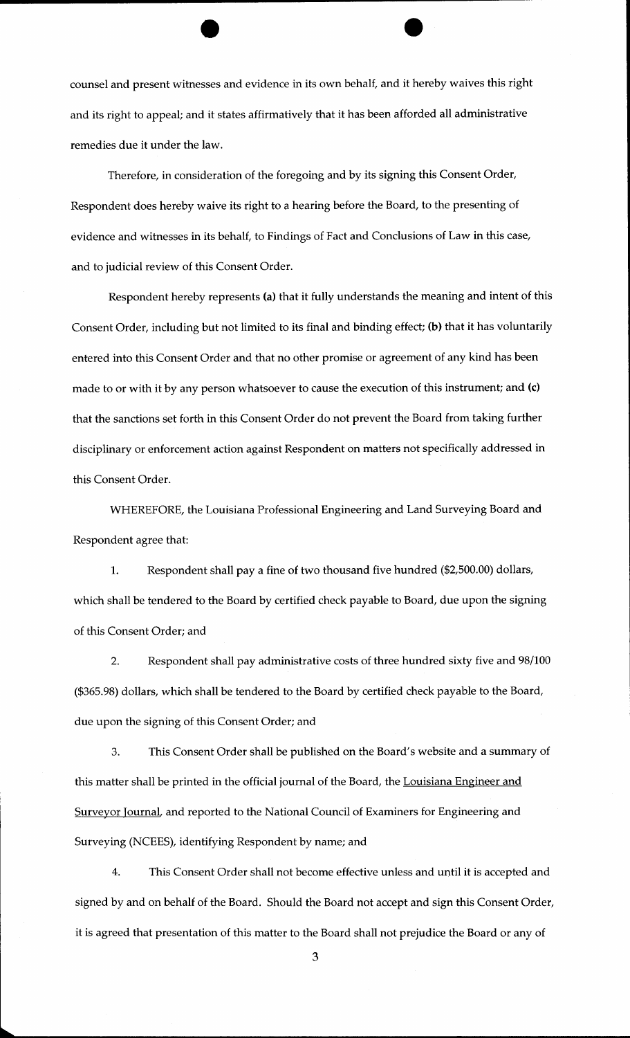counsel and present witnesses and evidence in its own behalf, and it hereby waives this right and its right to appeal; and it states affirmatively that it has been afforded all administrative remedies due it under the law.

Therefore, in consideration of the foregoing and by its signing this Consent Order, Respondent does hereby waive its right to a hearing before the Board, to the presenting of evidence and witnesses in its behalf, to Findings of Fact and Conclusions of Law in this case, and to judicial review of this Consent Order.

Respondent hereby represents **(a)** that it fully understands the meaning and intent of this Consent Order, including but not limited to its final and binding effect; **(b)** that it has voluntarily entered into this Consent Order and that no other promise or agreement of any kind has been made to or with it by any person whatsoever to cause the execution of this instrument; and **(c)** that the sanctions set forth in this Consent Order do not prevent the Board from taking further disciplinary or enforcement action against Respondent on matters not specifically addressed in this Consent Order.

WHEREFORE, the Louisiana Professional Engineering and Land Surveying Board and Respondent agree that:

1. Respondent shall pay a fine of two thousand five hundred ($2,500.00) dollars, which shall be tendered to the Board by certified check payable to Board, due upon the signing of this Consent Order; and

2. Respondent shall pay administrative costs of three hundred sixty five and 98/100 ($365.98) dollars, which shall be tendered to the Board by certified check payable to the Board, due upon the signing of this Consent Order; and

3. This Consent Order shall be published on the Board's website and a summary of this matter shall be printed in the official journal of the Board, the Louisiana Engineer and Surveyor Journal, and reported to the National Council of Examiners for Engineering and Surveying (NCEES), identifying Respondent by name; and

4. This Consent Order shall not become effective unless and until it is accepted and signed by and on behalf of the Board. Should the Board not accept and sign this Consent Order, it is agreed that presentation of this matter to the Board shall not prejudice the Board or any of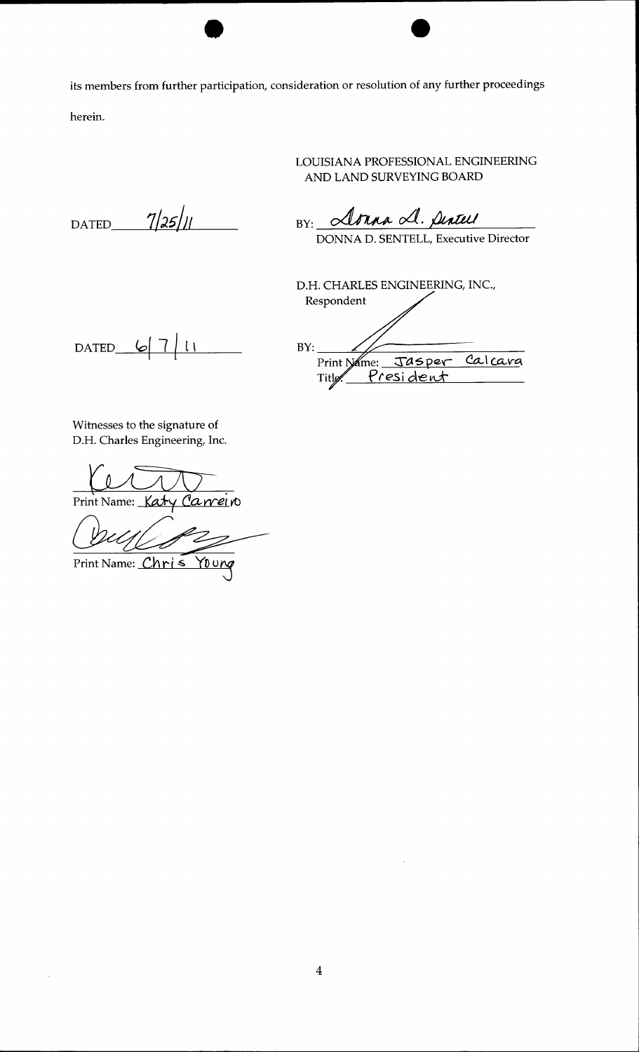its members from further participation, consideration or resolution of any further proceedings herein.

LOUISIANA PROFESSIONAL ENGINEERING AND LAND SURVEYING BOARD

DATED 7/25/11

BY: Donna D. Sentell

DONNA D. SENTELL, Executive Director

D.H. CHARLES ENGINEERING, INC., Respondent

DATED 6/7/11

BY: \_\_\_\_\_\_\_\_\_\_\_\_\_\_\_\_

Print Name: Jasper Calcara

Title: President

Witnesses to the signature of D.H. Charles Engineering, Inc.

\_\_\_\_\_\_\_\_\_\_\_\_\_\_\_\_

Print Name: Katy Carreiro

\_\_\_\_\_\_\_\_\_\_\_\_\_\_\_\_

Print Name: Chris Young